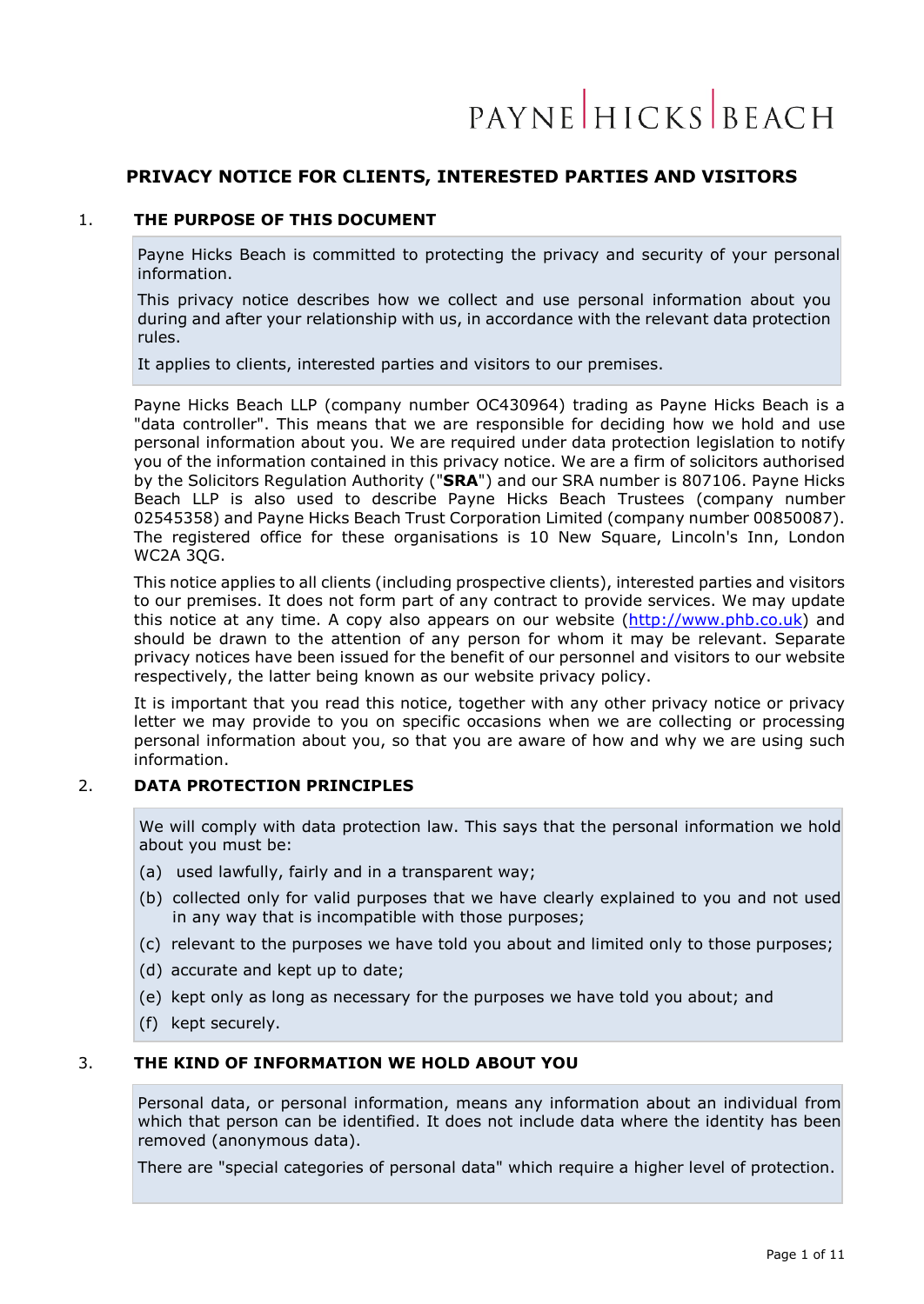PAYNE | HICKS | BEACH

# PRIVACY NOTICE FOR CLIENTS, INTERESTED PARTIES AND VISITORS

## 1. THE PURPOSE OF THIS DOCUMENT

Payne Hicks Beach is committed to protecting the privacy and security of your personal information.

This privacy notice describes how we collect and use personal information about you during and after your relationship with us, in accordance with the relevant data protection rules.

It applies to clients, interested parties and visitors to our premises.

Payne Hicks Beach LLP (company number OC430964) trading as Payne Hicks Beach is a "data controller". This means that we are responsible for deciding how we hold and use personal information about you. We are required under data protection legislation to notify you of the information contained in this privacy notice. We are a firm of solicitors authorised by the Solicitors Regulation Authority ("**SRA**") and our SRA number is 807106. Payne Hicks Beach LLP is also used to describe Payne Hicks Beach Trustees (company number 02545358) and Payne Hicks Beach Trust Corporation Limited (company number 00850087). The registered office for these organisations is 10 New Square, Lincoln's Inn, London WC2A 3QG.

This notice applies to all clients (including prospective clients), interested parties and visitors to our premises. It does not form part of any contract to provide services. We may update this notice at any time. A copy also appears on our website (http://www.phb.co.uk) and should be drawn to the attention of any person for whom it may be relevant. Separate privacy notices have been issued for the benefit of our personnel and visitors to our website respectively, the latter being known as our website privacy policy.

It is important that you read this notice, together with any other privacy notice or privacy letter we may provide to you on specific occasions when we are collecting or processing personal information about you, so that you are aware of how and why we are using such information.

## 2. DATA PROTECTION PRINCIPLES

We will comply with data protection law. This says that the personal information we hold about you must be:

(a) used lawfully, fairly and in a transparent way;

(b) collected only for valid purposes that we have clearly explained to you and not used in any way that is incompatible with those purposes;

(c) relevant to the purposes we have told you about and limited only to those purposes;

(d) accurate and kept up to date;

(e) kept only as long as necessary for the purposes we have told you about; and

(f) kept securely.

## 3. THE KIND OF INFORMATION WE HOLD ABOUT YOU

Personal data, or personal information, means any information about an individual from which that person can be identified. It does not include data where the identity has been removed (anonymous data).

There are "special categories of personal data" which require a higher level of protection.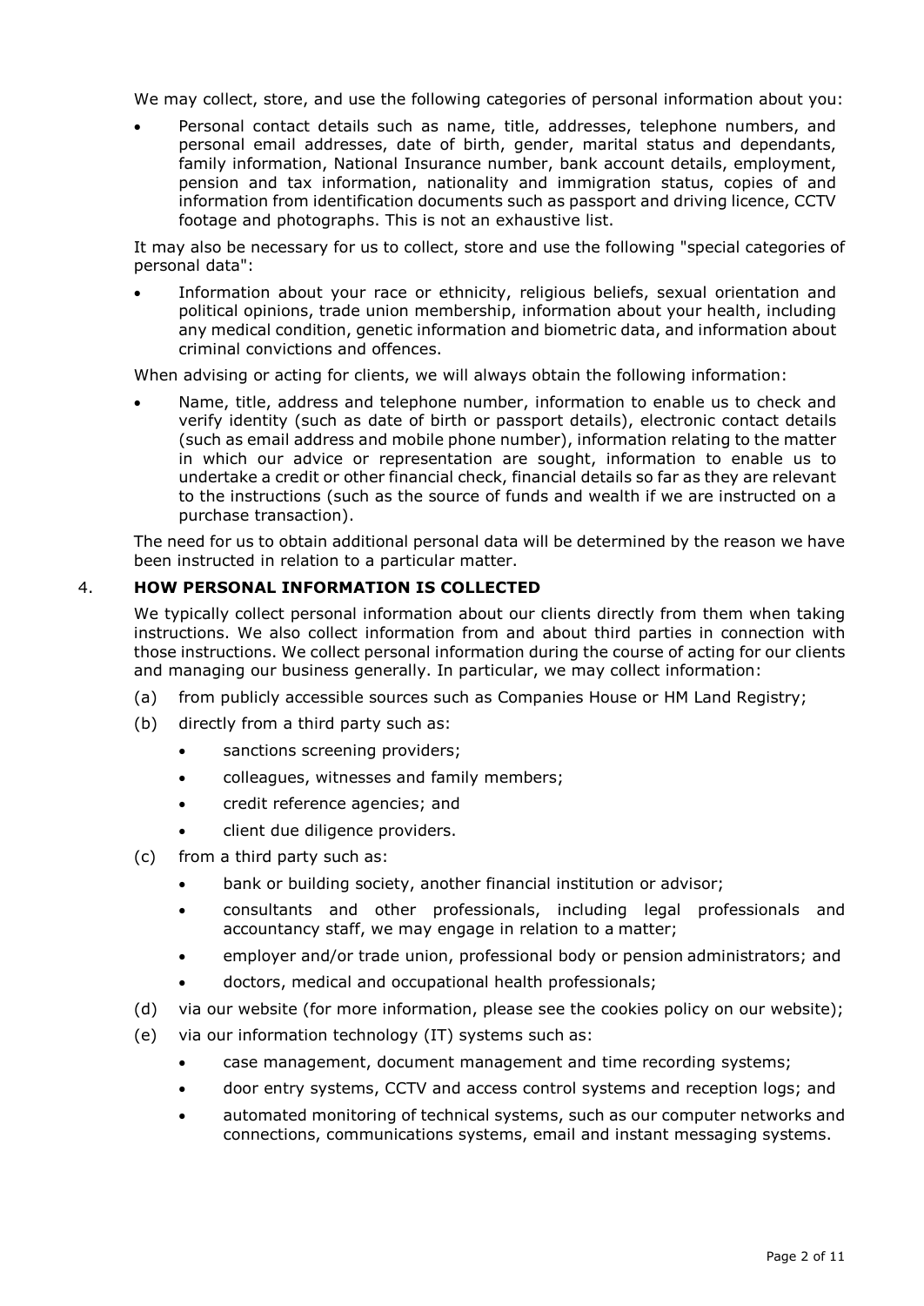We may collect, store, and use the following categories of personal information about you:

- Personal contact details such as name, title, addresses, telephone numbers, and personal email addresses, date of birth, gender, marital status and dependants, family information, National Insurance number, bank account details, employment, pension and tax information, nationality and immigration status, copies of and information from identification documents such as passport and driving licence, CCTV footage and photographs. This is not an exhaustive list.

It may also be necessary for us to collect, store and use the following "special categories of personal data":

- Information about your race or ethnicity, religious beliefs, sexual orientation and political opinions, trade union membership, information about your health, including any medical condition, genetic information and biometric data, and information about criminal convictions and offences.

When advising or acting for clients, we will always obtain the following information:

- Name, title, address and telephone number, information to enable us to check and verify identity (such as date of birth or passport details), electronic contact details (such as email address and mobile phone number), information relating to the matter in which our advice or representation are sought, information to enable us to undertake a credit or other financial check, financial details so far as they are relevant to the instructions (such as the source of funds and wealth if we are instructed on a purchase transaction).

The need for us to obtain additional personal data will be determined by the reason we have been instructed in relation to a particular matter.

## 4. HOW PERSONAL INFORMATION IS COLLECTED

We typically collect personal information about our clients directly from them when taking instructions. We also collect information from and about third parties in connection with those instructions. We collect personal information during the course of acting for our clients and managing our business generally. In particular, we may collect information:

(a) from publicly accessible sources such as Companies House or HM Land Registry;

(b) directly from a third party such as:
   - sanctions screening providers;
   - colleagues, witnesses and family members;
   - credit reference agencies; and
   - client due diligence providers.

(c) from a third party such as:
   - bank or building society, another financial institution or advisor;
   - consultants and other professionals, including legal professionals and accountancy staff, we may engage in relation to a matter;
   - employer and/or trade union, professional body or pension administrators; and
   - doctors, medical and occupational health professionals;

(d) via our website (for more information, please see the cookies policy on our website);

(e) via our information technology (IT) systems such as:
   - case management, document management and time recording systems;
   - door entry systems, CCTV and access control systems and reception logs; and
   - automated monitoring of technical systems, such as our computer networks and connections, communications systems, email and instant messaging systems.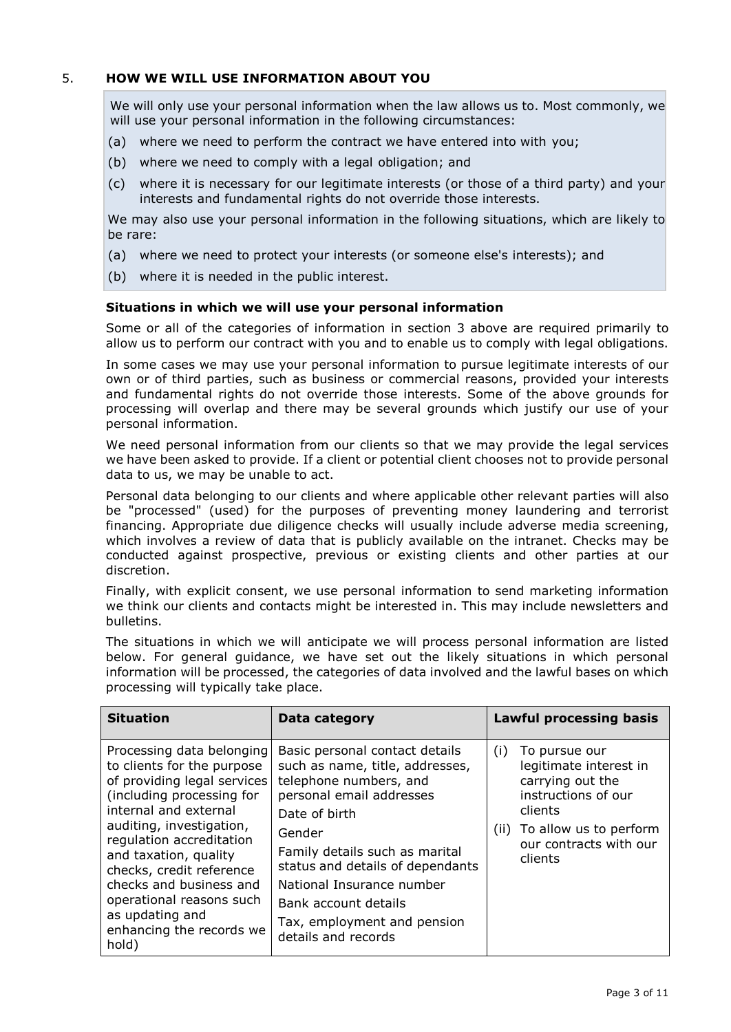## 5. HOW WE WILL USE INFORMATION ABOUT YOU

We will only use your personal information when the law allows us to. Most commonly, we will use your personal information in the following circumstances:

(a) where we need to perform the contract we have entered into with you;

(b) where we need to comply with a legal obligation; and

(c) where it is necessary for our legitimate interests (or those of a third party) and your interests and fundamental rights do not override those interests.

We may also use your personal information in the following situations, which are likely to be rare:

(a) where we need to protect your interests (or someone else's interests); and

(b) where it is needed in the public interest.

### Situations in which we will use your personal information

Some or all of the categories of information in section 3 above are required primarily to allow us to perform our contract with you and to enable us to comply with legal obligations.

In some cases we may use your personal information to pursue legitimate interests of our own or of third parties, such as business or commercial reasons, provided your interests and fundamental rights do not override those interests. Some of the above grounds for processing will overlap and there may be several grounds which justify our use of your personal information.

We need personal information from our clients so that we may provide the legal services we have been asked to provide. If a client or potential client chooses not to provide personal data to us, we may be unable to act.

Personal data belonging to our clients and where applicable other relevant parties will also be "processed" (used) for the purposes of preventing money laundering and terrorist financing. Appropriate due diligence checks will usually include adverse media screening, which involves a review of data that is publicly available on the intranet. Checks may be conducted against prospective, previous or existing clients and other parties at our discretion.

Finally, with explicit consent, we use personal information to send marketing information we think our clients and contacts might be interested in. This may include newsletters and bulletins.

The situations in which we will anticipate we will process personal information are listed below. For general guidance, we have set out the likely situations in which personal information will be processed, the categories of data involved and the lawful bases on which processing will typically take place.

| Situation | Data category | Lawful processing basis |
|---|---|---|
| Processing data belonging to clients for the purpose of providing legal services (including processing for internal and external auditing, investigation, regulation accreditation and taxation, quality checks, credit reference checks and business and operational reasons such as updating and enhancing the records we hold) | Basic personal contact details such as name, title, addresses, telephone numbers, and personal email addresses<br>Date of birth<br>Gender<br>Family details such as marital status and details of dependants<br>National Insurance number<br>Bank account details<br>Tax, employment and pension details and records | (i) To pursue our legitimate interest in carrying out the instructions of our clients<br>(ii) To allow us to perform our contracts with our clients |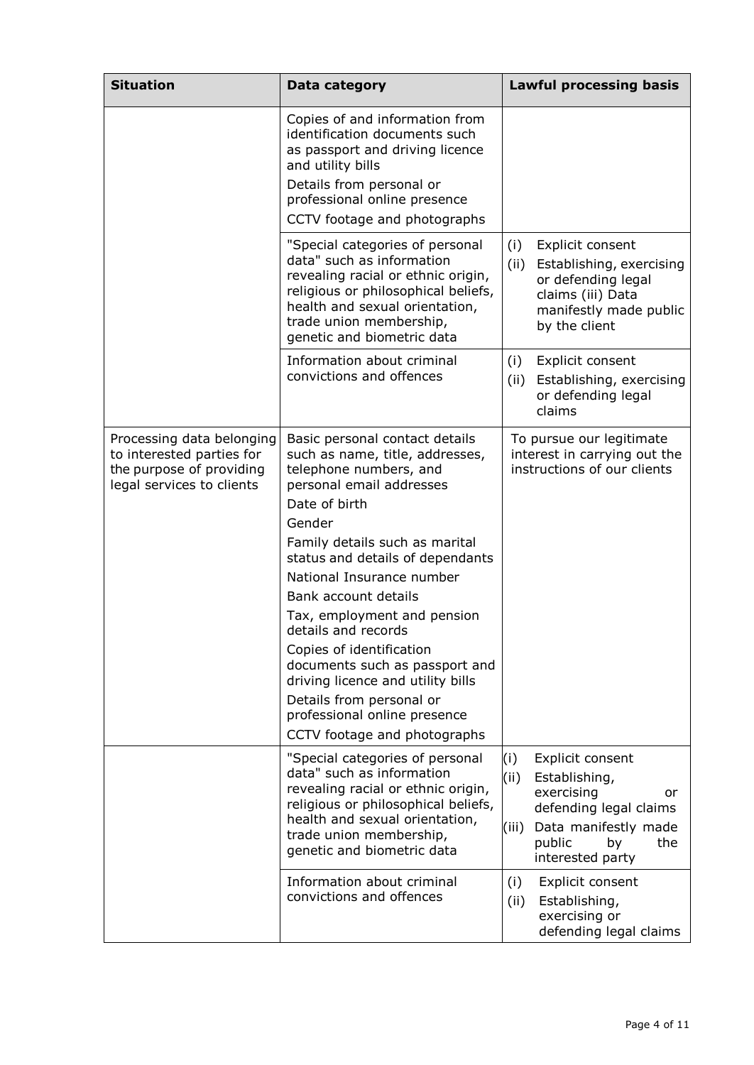| Situation | Data category | Lawful processing basis |
|---|---|---|
| | Copies of and information from identification documents such as passport and driving licence and utility bills<br>Details from personal or professional online presence<br>CCTV footage and photographs | |
| | "Special categories of personal data" such as information revealing racial or ethnic origin, religious or philosophical beliefs, health and sexual orientation, trade union membership, genetic and biometric data | (i) Explicit consent<br>(ii) Establishing, exercising or defending legal claims (iii) Data manifestly made public by the client |
| | Information about criminal convictions and offences | (i) Explicit consent<br>(ii) Establishing, exercising or defending legal claims |
| Processing data belonging to interested parties for the purpose of providing legal services to clients | Basic personal contact details such as name, title, addresses, telephone numbers, and personal email addresses<br>Date of birth<br>Gender<br>Family details such as marital status and details of dependants<br>National Insurance number<br>Bank account details<br>Tax, employment and pension details and records<br>Copies of identification documents such as passport and driving licence and utility bills<br>Details from personal or professional online presence<br>CCTV footage and photographs | To pursue our legitimate interest in carrying out the instructions of our clients |
| | "Special categories of personal data" such as information revealing racial or ethnic origin, religious or philosophical beliefs, health and sexual orientation, trade union membership, genetic and biometric data | (i) Explicit consent<br>(ii) Establishing, exercising or defending legal claims<br>(iii) Data manifestly made public by the interested party |
| | Information about criminal convictions and offences | (i) Explicit consent<br>(ii) Establishing, exercising or defending legal claims |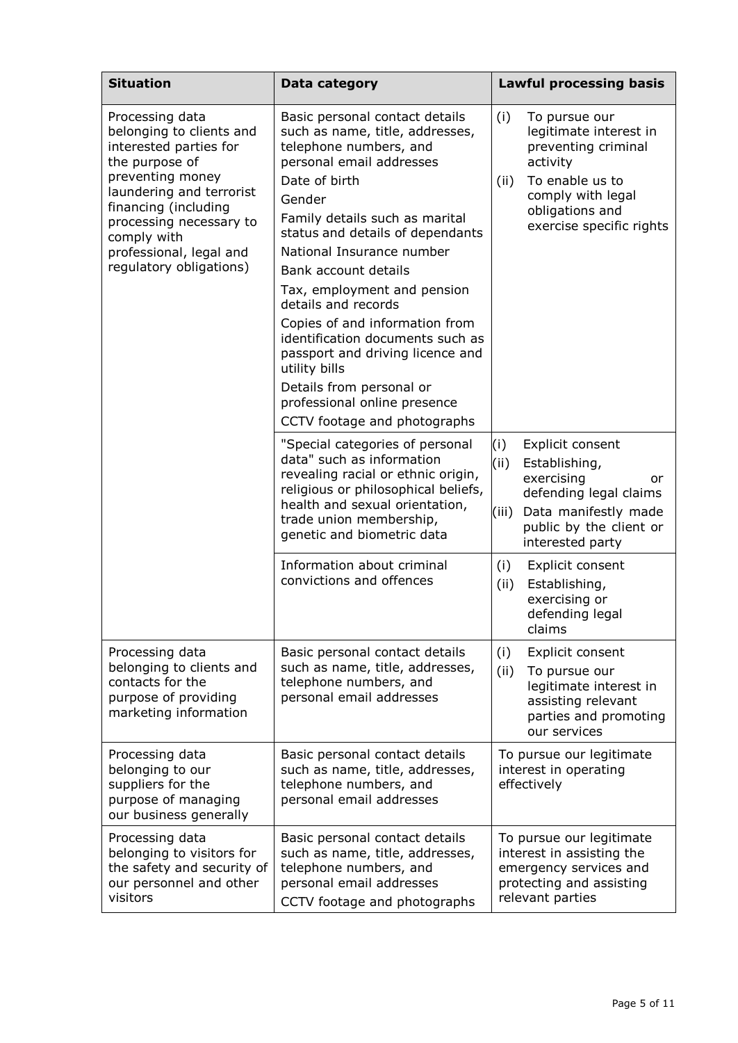| Situation | Data category | Lawful processing basis |
| --- | --- | --- |
| Processing data belonging to clients and interested parties for the purpose of preventing money laundering and terrorist financing (including processing necessary to comply with professional, legal and regulatory obligations) | Basic personal contact details such as name, title, addresses, telephone numbers, and personal email addresses<br>Date of birth<br>Gender<br>Family details such as marital status and details of dependants<br>National Insurance number<br>Bank account details<br>Tax, employment and pension details and records<br>Copies of and information from identification documents such as passport and driving licence and utility bills<br>Details from personal or professional online presence<br>CCTV footage and photographs | (i) To pursue our legitimate interest in preventing criminal activity<br>(ii) To enable us to comply with legal obligations and exercise specific rights |
| | "Special categories of personal data" such as information revealing racial or ethnic origin, religious or philosophical beliefs, health and sexual orientation, trade union membership, genetic and biometric data | (i) Explicit consent<br>(ii) Establishing, exercising or defending legal claims<br>(iii) Data manifestly made public by the client or interested party |
| | Information about criminal convictions and offences | (i) Explicit consent<br>(ii) Establishing, exercising or defending legal claims |
| Processing data belonging to clients and contacts for the purpose of providing marketing information | Basic personal contact details such as name, title, addresses, telephone numbers, and personal email addresses | (i) Explicit consent<br>(ii) To pursue our legitimate interest in assisting relevant parties and promoting our services |
| Processing data belonging to our suppliers for the purpose of managing our business generally | Basic personal contact details such as name, title, addresses, telephone numbers, and personal email addresses | To pursue our legitimate interest in operating effectively |
| Processing data belonging to visitors for the safety and security of our personnel and other visitors | Basic personal contact details such as name, title, addresses, telephone numbers, and personal email addresses<br>CCTV footage and photographs | To pursue our legitimate interest in assisting the emergency services and protecting and assisting relevant parties |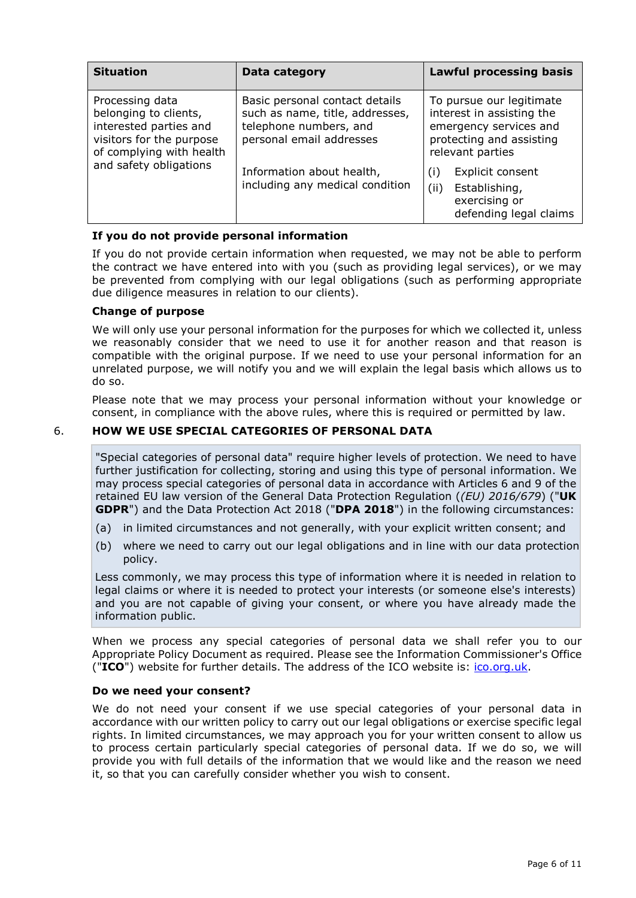| Situation | Data category | Lawful processing basis |
| --- | --- | --- |
| Processing data belonging to clients, interested parties and visitors for the purpose of complying with health and safety obligations | Basic personal contact details such as name, title, addresses, telephone numbers, and personal email addresses | To pursue our legitimate interest in assisting the emergency services and protecting and assisting relevant parties |
| | Information about health, including any medical condition | (i) Explicit consent<br>(ii) Establishing, exercising or defending legal claims |

**If you do not provide personal information**

If you do not provide certain information when requested, we may not be able to perform the contract we have entered into with you (such as providing legal services), or we may be prevented from complying with our legal obligations (such as performing appropriate due diligence measures in relation to our clients).

**Change of purpose**

We will only use your personal information for the purposes for which we collected it, unless we reasonably consider that we need to use it for another reason and that reason is compatible with the original purpose. If we need to use your personal information for an unrelated purpose, we will notify you and we will explain the legal basis which allows us to do so.

Please note that we may process your personal information without your knowledge or consent, in compliance with the above rules, where this is required or permitted by law.

## 6. HOW WE USE SPECIAL CATEGORIES OF PERSONAL DATA

"Special categories of personal data" require higher levels of protection. We need to have further justification for collecting, storing and using this type of personal information. We may process special categories of personal data in accordance with Articles 6 and 9 of the retained EU law version of the General Data Protection Regulation (*(EU) 2016/679*) ("**UK GDPR**") and the Data Protection Act 2018 ("**DPA 2018**") in the following circumstances:

(a) in limited circumstances and not generally, with your explicit written consent; and

(b) where we need to carry out our legal obligations and in line with our data protection policy.

Less commonly, we may process this type of information where it is needed in relation to legal claims or where it is needed to protect your interests (or someone else's interests) and you are not capable of giving your consent, or where you have already made the information public.

When we process any special categories of personal data we shall refer you to our Appropriate Policy Document as required. Please see the Information Commissioner's Office ("**ICO**") website for further details. The address of the ICO website is: ico.org.uk.

**Do we need your consent?**

We do not need your consent if we use special categories of your personal data in accordance with our written policy to carry out our legal obligations or exercise specific legal rights. In limited circumstances, we may approach you for your written consent to allow us to process certain particularly special categories of personal data. If we do so, we will provide you with full details of the information that we would like and the reason we need it, so that you can carefully consider whether you wish to consent.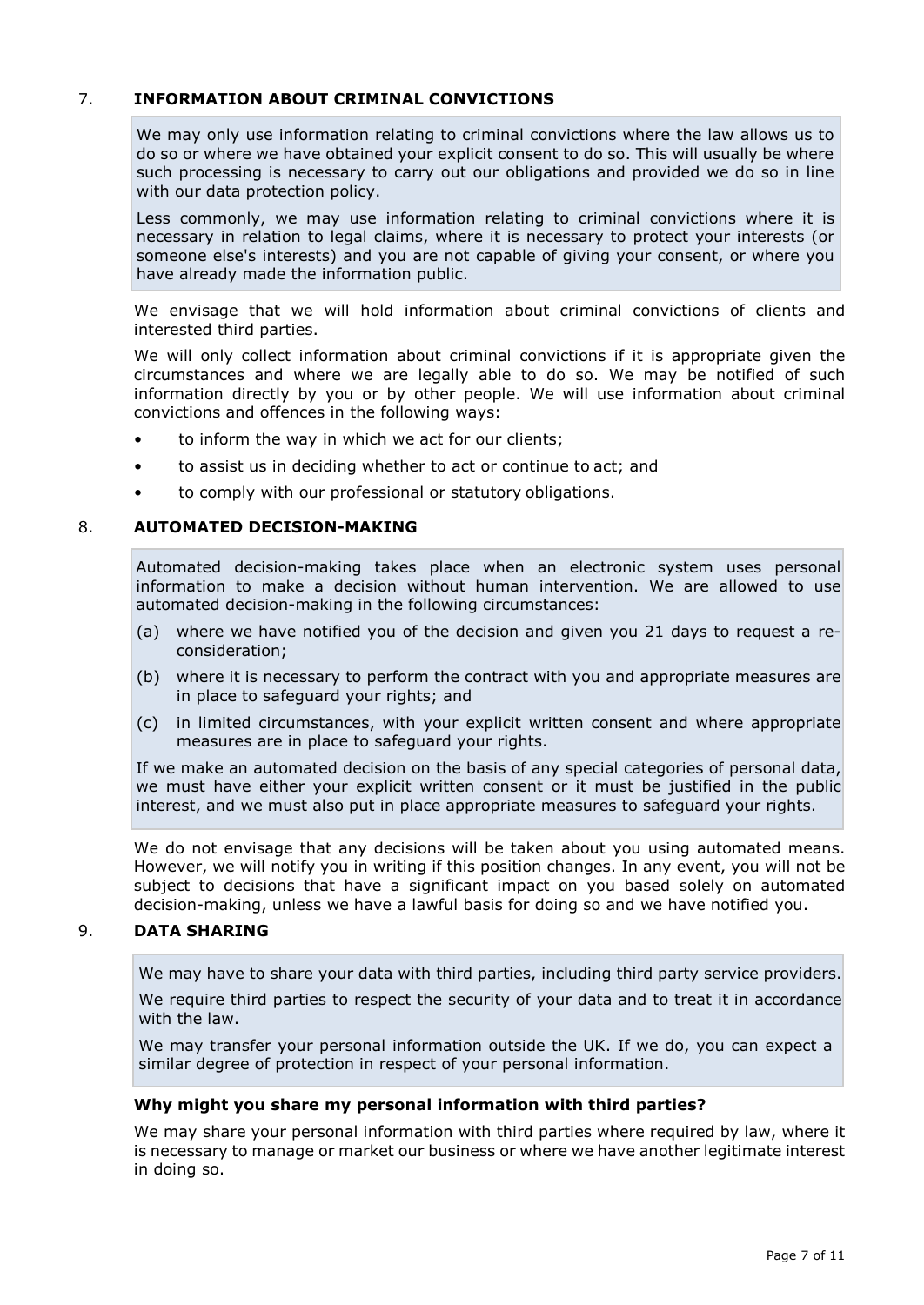## 7. INFORMATION ABOUT CRIMINAL CONVICTIONS

We may only use information relating to criminal convictions where the law allows us to do so or where we have obtained your explicit consent to do so. This will usually be where such processing is necessary to carry out our obligations and provided we do so in line with our data protection policy.

Less commonly, we may use information relating to criminal convictions where it is necessary in relation to legal claims, where it is necessary to protect your interests (or someone else's interests) and you are not capable of giving your consent, or where you have already made the information public.

We envisage that we will hold information about criminal convictions of clients and interested third parties.

We will only collect information about criminal convictions if it is appropriate given the circumstances and where we are legally able to do so. We may be notified of such information directly by you or by other people. We will use information about criminal convictions and offences in the following ways:

- to inform the way in which we act for our clients;
- to assist us in deciding whether to act or continue to act; and
- to comply with our professional or statutory obligations.

## 8. AUTOMATED DECISION-MAKING

Automated decision-making takes place when an electronic system uses personal information to make a decision without human intervention. We are allowed to use automated decision-making in the following circumstances:

(a) where we have notified you of the decision and given you 21 days to request a re-consideration;

(b) where it is necessary to perform the contract with you and appropriate measures are in place to safeguard your rights; and

(c) in limited circumstances, with your explicit written consent and where appropriate measures are in place to safeguard your rights.

If we make an automated decision on the basis of any special categories of personal data, we must have either your explicit written consent or it must be justified in the public interest, and we must also put in place appropriate measures to safeguard your rights.

We do not envisage that any decisions will be taken about you using automated means. However, we will notify you in writing if this position changes. In any event, you will not be subject to decisions that have a significant impact on you based solely on automated decision-making, unless we have a lawful basis for doing so and we have notified you.

## 9. DATA SHARING

We may have to share your data with third parties, including third party service providers.

We require third parties to respect the security of your data and to treat it in accordance with the law.

We may transfer your personal information outside the UK. If we do, you can expect a similar degree of protection in respect of your personal information.

**Why might you share my personal information with third parties?**

We may share your personal information with third parties where required by law, where it is necessary to manage or market our business or where we have another legitimate interest in doing so.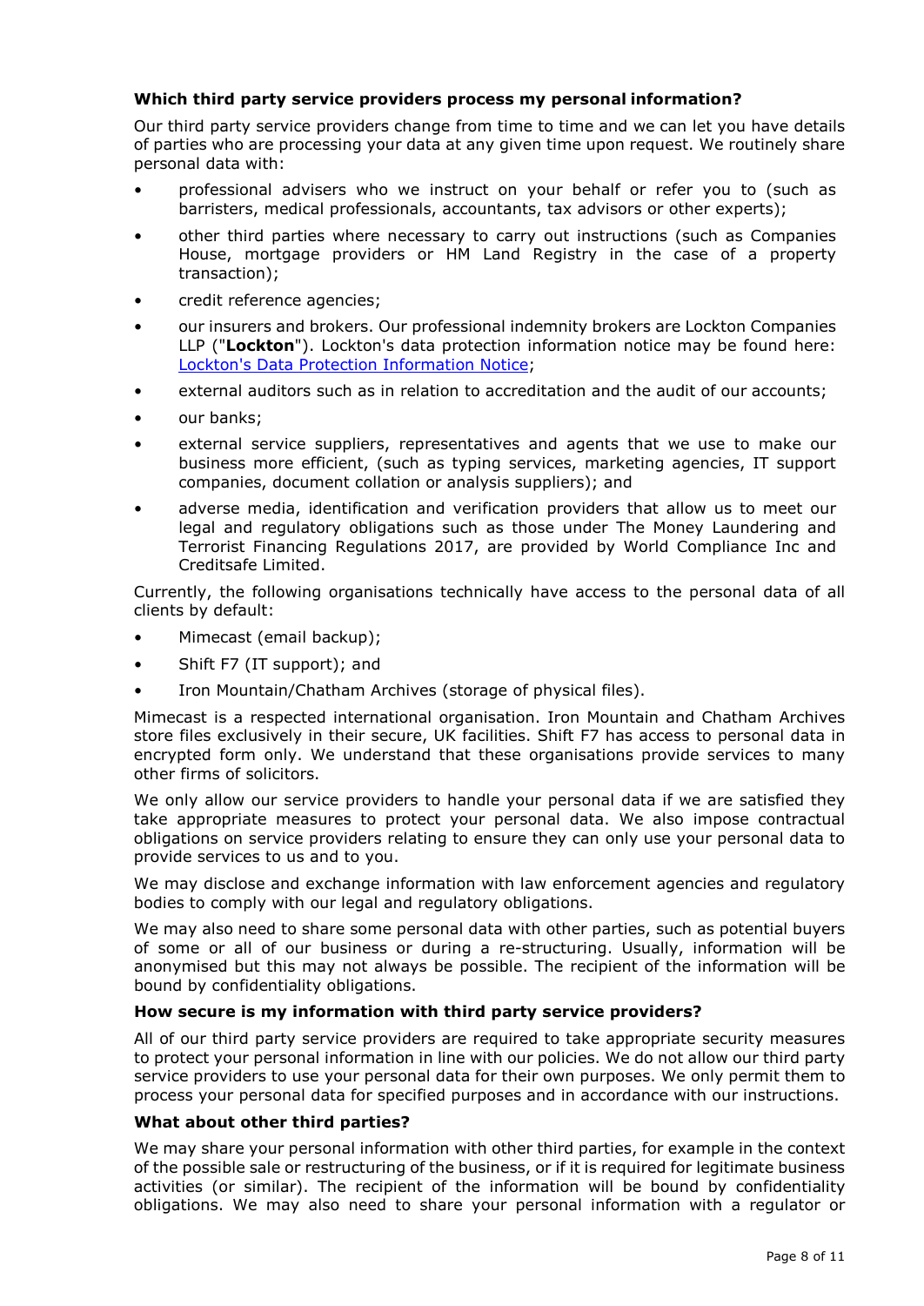### Which third party service providers process my personal information?

Our third party service providers change from time to time and we can let you have details of parties who are processing your data at any given time upon request. We routinely share personal data with:

- professional advisers who we instruct on your behalf or refer you to (such as barristers, medical professionals, accountants, tax advisors or other experts);
- other third parties where necessary to carry out instructions (such as Companies House, mortgage providers or HM Land Registry in the case of a property transaction);
- credit reference agencies;
- our insurers and brokers. Our professional indemnity brokers are Lockton Companies LLP ("**Lockton**"). Lockton's data protection information notice may be found here: Lockton's Data Protection Information Notice;
- external auditors such as in relation to accreditation and the audit of our accounts;
- our banks;
- external service suppliers, representatives and agents that we use to make our business more efficient, (such as typing services, marketing agencies, IT support companies, document collation or analysis suppliers); and
- adverse media, identification and verification providers that allow us to meet our legal and regulatory obligations such as those under The Money Laundering and Terrorist Financing Regulations 2017, are provided by World Compliance Inc and Creditsafe Limited.

Currently, the following organisations technically have access to the personal data of all clients by default:

- Mimecast (email backup);
- Shift F7 (IT support); and
- Iron Mountain/Chatham Archives (storage of physical files).

Mimecast is a respected international organisation. Iron Mountain and Chatham Archives store files exclusively in their secure, UK facilities. Shift F7 has access to personal data in encrypted form only. We understand that these organisations provide services to many other firms of solicitors.

We only allow our service providers to handle your personal data if we are satisfied they take appropriate measures to protect your personal data. We also impose contractual obligations on service providers relating to ensure they can only use your personal data to provide services to us and to you.

We may disclose and exchange information with law enforcement agencies and regulatory bodies to comply with our legal and regulatory obligations.

We may also need to share some personal data with other parties, such as potential buyers of some or all of our business or during a re-structuring. Usually, information will be anonymised but this may not always be possible. The recipient of the information will be bound by confidentiality obligations.

### How secure is my information with third party service providers?

All of our third party service providers are required to take appropriate security measures to protect your personal information in line with our policies. We do not allow our third party service providers to use your personal data for their own purposes. We only permit them to process your personal data for specified purposes and in accordance with our instructions.

### What about other third parties?

We may share your personal information with other third parties, for example in the context of the possible sale or restructuring of the business, or if it is required for legitimate business activities (or similar). The recipient of the information will be bound by confidentiality obligations. We may also need to share your personal information with a regulator or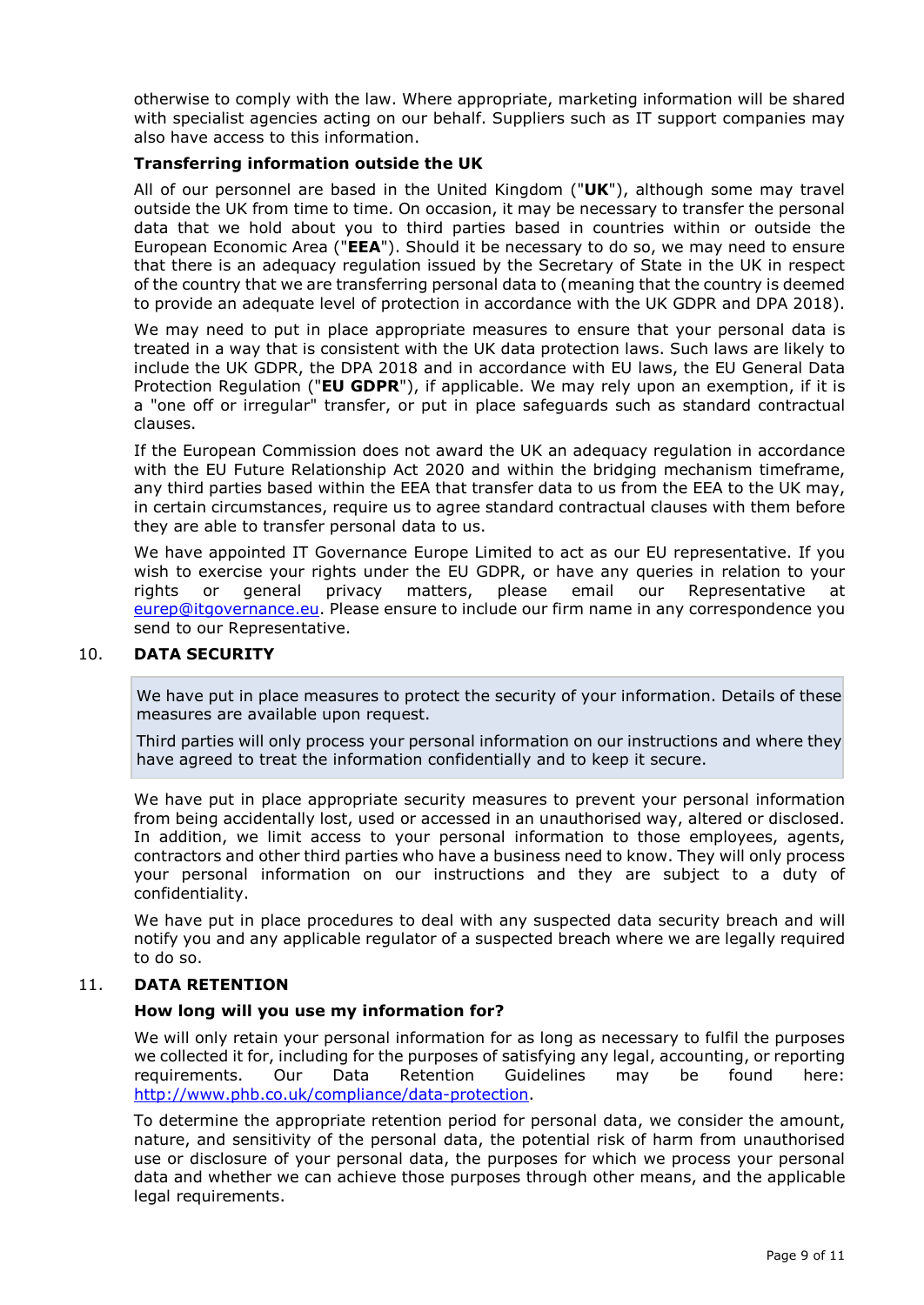otherwise to comply with the law. Where appropriate, marketing information will be shared with specialist agencies acting on our behalf. Suppliers such as IT support companies may also have access to this information.

**Transferring information outside the UK**

All of our personnel are based in the United Kingdom ("**UK**"), although some may travel outside the UK from time to time. On occasion, it may be necessary to transfer the personal data that we hold about you to third parties based in countries within or outside the European Economic Area ("**EEA**"). Should it be necessary to do so, we may need to ensure that there is an adequacy regulation issued by the Secretary of State in the UK in respect of the country that we are transferring personal data to (meaning that the country is deemed to provide an adequate level of protection in accordance with the UK GDPR and DPA 2018).

We may need to put in place appropriate measures to ensure that your personal data is treated in a way that is consistent with the UK data protection laws. Such laws are likely to include the UK GDPR, the DPA 2018 and in accordance with EU laws, the EU General Data Protection Regulation ("**EU GDPR**"), if applicable. We may rely upon an exemption, if it is a "one off or irregular" transfer, or put in place safeguards such as standard contractual clauses.

If the European Commission does not award the UK an adequacy regulation in accordance with the EU Future Relationship Act 2020 and within the bridging mechanism timeframe, any third parties based within the EEA that transfer data to us from the EEA to the UK may, in certain circumstances, require us to agree standard contractual clauses with them before they are able to transfer personal data to us.

We have appointed IT Governance Europe Limited to act as our EU representative. If you wish to exercise your rights under the EU GDPR, or have any queries in relation to your rights or general privacy matters, please email our Representative at eurep@itgovernance.eu. Please ensure to include our firm name in any correspondence you send to our Representative.

## 10. DATA SECURITY

> We have put in place measures to protect the security of your information. Details of these measures are available upon request.
>
> Third parties will only process your personal information on our instructions and where they have agreed to treat the information confidentially and to keep it secure.

We have put in place appropriate security measures to prevent your personal information from being accidentally lost, used or accessed in an unauthorised way, altered or disclosed. In addition, we limit access to your personal information to those employees, agents, contractors and other third parties who have a business need to know. They will only process your personal information on our instructions and they are subject to a duty of confidentiality.

We have put in place procedures to deal with any suspected data security breach and will notify you and any applicable regulator of a suspected breach where we are legally required to do so.

## 11. DATA RETENTION

**How long will you use my information for?**

We will only retain your personal information for as long as necessary to fulfil the purposes we collected it for, including for the purposes of satisfying any legal, accounting, or reporting requirements. Our Data Retention Guidelines may be found here: http://www.phb.co.uk/compliance/data-protection.

To determine the appropriate retention period for personal data, we consider the amount, nature, and sensitivity of the personal data, the potential risk of harm from unauthorised use or disclosure of your personal data, the purposes for which we process your personal data and whether we can achieve those purposes through other means, and the applicable legal requirements.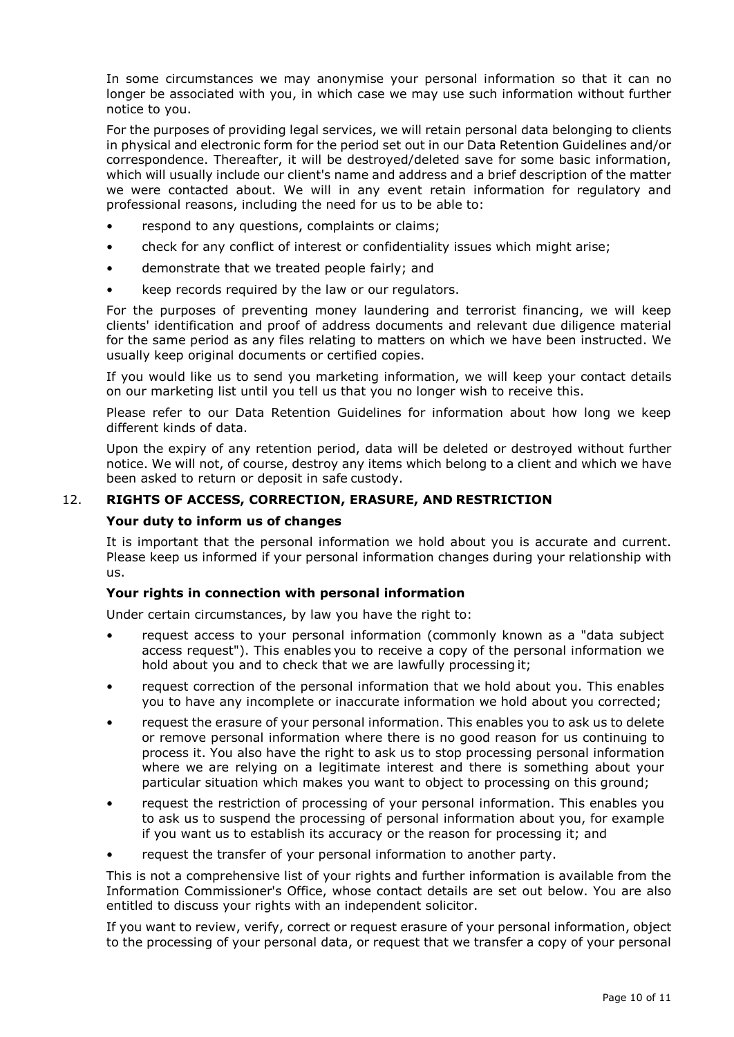In some circumstances we may anonymise your personal information so that it can no longer be associated with you, in which case we may use such information without further notice to you.

For the purposes of providing legal services, we will retain personal data belonging to clients in physical and electronic form for the period set out in our Data Retention Guidelines and/or correspondence. Thereafter, it will be destroyed/deleted save for some basic information, which will usually include our client's name and address and a brief description of the matter we were contacted about. We will in any event retain information for regulatory and professional reasons, including the need for us to be able to:

- respond to any questions, complaints or claims;
- check for any conflict of interest or confidentiality issues which might arise;
- demonstrate that we treated people fairly; and
- keep records required by the law or our regulators.

For the purposes of preventing money laundering and terrorist financing, we will keep clients' identification and proof of address documents and relevant due diligence material for the same period as any files relating to matters on which we have been instructed. We usually keep original documents or certified copies.

If you would like us to send you marketing information, we will keep your contact details on our marketing list until you tell us that you no longer wish to receive this.

Please refer to our Data Retention Guidelines for information about how long we keep different kinds of data.

Upon the expiry of any retention period, data will be deleted or destroyed without further notice. We will not, of course, destroy any items which belong to a client and which we have been asked to return or deposit in safe custody.

## 12. RIGHTS OF ACCESS, CORRECTION, ERASURE, AND RESTRICTION

### Your duty to inform us of changes

It is important that the personal information we hold about you is accurate and current. Please keep us informed if your personal information changes during your relationship with us.

### Your rights in connection with personal information

Under certain circumstances, by law you have the right to:

- request access to your personal information (commonly known as a "data subject access request"). This enables you to receive a copy of the personal information we hold about you and to check that we are lawfully processing it;
- request correction of the personal information that we hold about you. This enables you to have any incomplete or inaccurate information we hold about you corrected;
- request the erasure of your personal information. This enables you to ask us to delete or remove personal information where there is no good reason for us continuing to process it. You also have the right to ask us to stop processing personal information where we are relying on a legitimate interest and there is something about your particular situation which makes you want to object to processing on this ground;
- request the restriction of processing of your personal information. This enables you to ask us to suspend the processing of personal information about you, for example if you want us to establish its accuracy or the reason for processing it; and
- request the transfer of your personal information to another party.

This is not a comprehensive list of your rights and further information is available from the Information Commissioner's Office, whose contact details are set out below. You are also entitled to discuss your rights with an independent solicitor.

If you want to review, verify, correct or request erasure of your personal information, object to the processing of your personal data, or request that we transfer a copy of your personal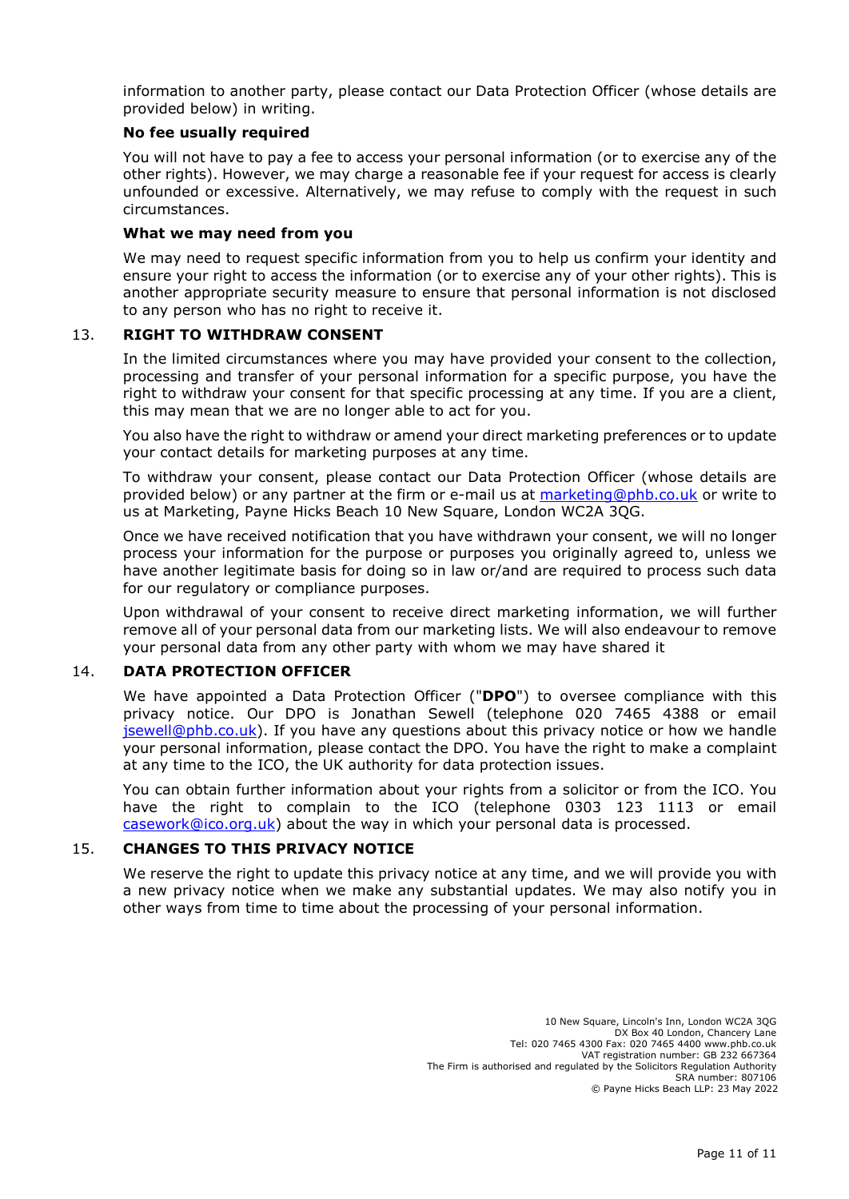information to another party, please contact our Data Protection Officer (whose details are provided below) in writing.

**No fee usually required**

You will not have to pay a fee to access your personal information (or to exercise any of the other rights). However, we may charge a reasonable fee if your request for access is clearly unfounded or excessive. Alternatively, we may refuse to comply with the request in such circumstances.

**What we may need from you**

We may need to request specific information from you to help us confirm your identity and ensure your right to access the information (or to exercise any of your other rights). This is another appropriate security measure to ensure that personal information is not disclosed to any person who has no right to receive it.

## 13. RIGHT TO WITHDRAW CONSENT

In the limited circumstances where you may have provided your consent to the collection, processing and transfer of your personal information for a specific purpose, you have the right to withdraw your consent for that specific processing at any time. If you are a client, this may mean that we are no longer able to act for you.

You also have the right to withdraw or amend your direct marketing preferences or to update your contact details for marketing purposes at any time.

To withdraw your consent, please contact our Data Protection Officer (whose details are provided below) or any partner at the firm or e-mail us at marketing@phb.co.uk or write to us at Marketing, Payne Hicks Beach 10 New Square, London WC2A 3QG.

Once we have received notification that you have withdrawn your consent, we will no longer process your information for the purpose or purposes you originally agreed to, unless we have another legitimate basis for doing so in law or/and are required to process such data for our regulatory or compliance purposes.

Upon withdrawal of your consent to receive direct marketing information, we will further remove all of your personal data from our marketing lists. We will also endeavour to remove your personal data from any other party with whom we may have shared it

## 14. DATA PROTECTION OFFICER

We have appointed a Data Protection Officer ("**DPO**") to oversee compliance with this privacy notice. Our DPO is Jonathan Sewell (telephone 020 7465 4388 or email jsewell@phb.co.uk). If you have any questions about this privacy notice or how we handle your personal information, please contact the DPO. You have the right to make a complaint at any time to the ICO, the UK authority for data protection issues.

You can obtain further information about your rights from a solicitor or from the ICO. You have the right to complain to the ICO (telephone 0303 123 1113 or email casework@ico.org.uk) about the way in which your personal data is processed.

## 15. CHANGES TO THIS PRIVACY NOTICE

We reserve the right to update this privacy notice at any time, and we will provide you with a new privacy notice when we make any substantial updates. We may also notify you in other ways from time to time about the processing of your personal information.

10 New Square, Lincoln's Inn, London WC2A 3QG
DX Box 40 London, Chancery Lane
Tel: 020 7465 4300 Fax: 020 7465 4400 www.phb.co.uk
VAT registration number: GB 232 667364
The Firm is authorised and regulated by the Solicitors Regulation Authority
SRA number: 807106
© Payne Hicks Beach LLP: 23 May 2022